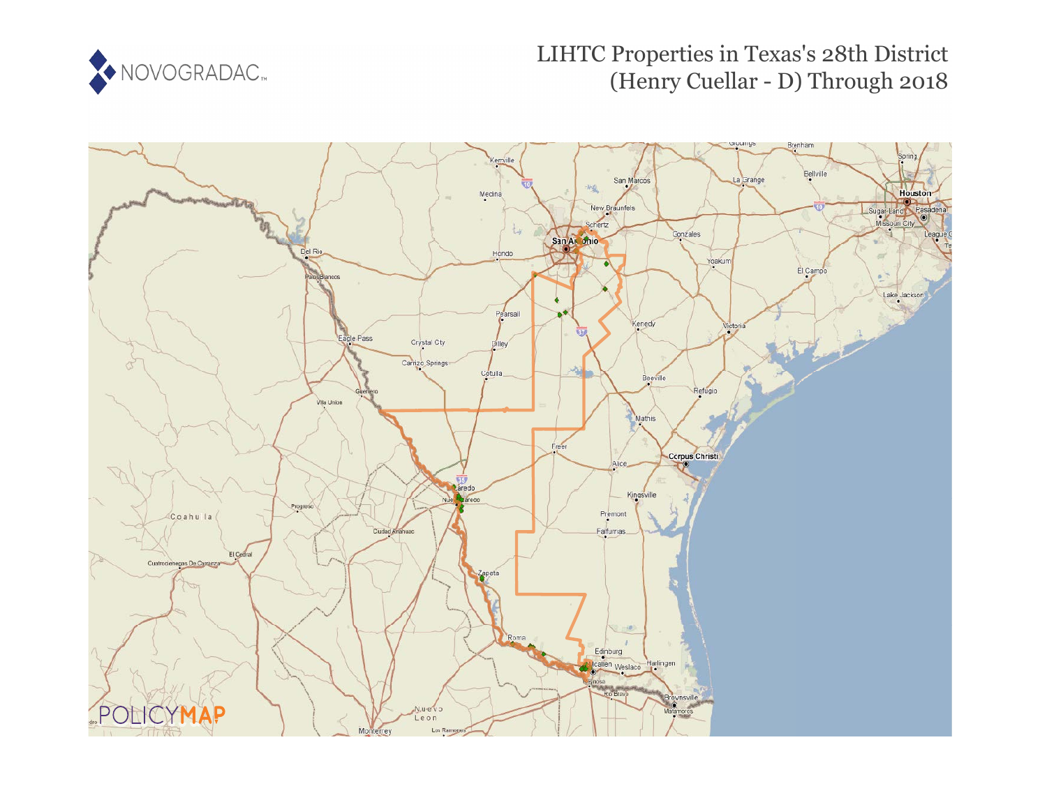# LIHTC Properties in Texas's 28th District (Henry Cuellar - D) Through 2018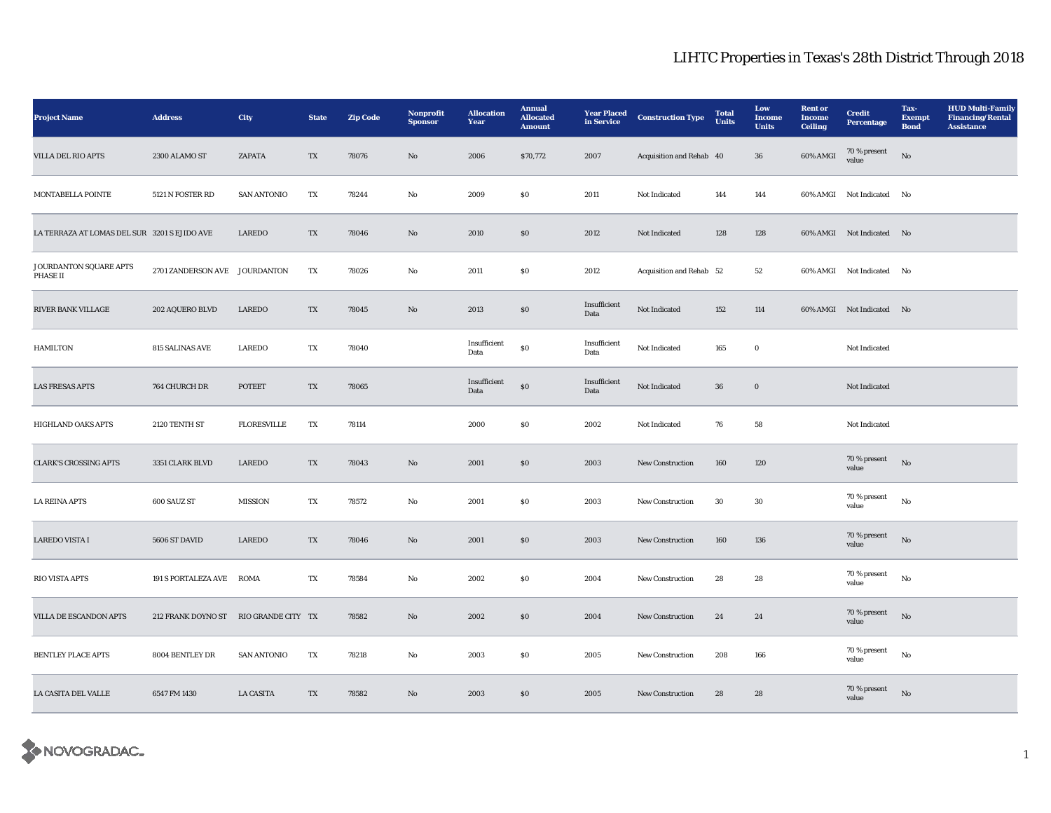# LIHTC Properties in Texas's 28th District Through 2018

| Project Name | Address | City | State | Zip Code | Nonprofit Sponsor | Allocation Year | Annual Allocated Amount | Year Placed in Service | Construction Type | Total Units | Low Income Units | Rent or Income Ceiling | Credit Percentage | Tax-Exempt Bond | HUD Multi-Family Financing/Rental Assistance |
|---|---|---|---|---|---|---|---|---|---|---|---|---|---|---|---|
| VILLA DEL RIO APTS | 2300 ALAMO ST | ZAPATA | TX | 78076 | No | 2006 | $70,772 | 2007 | Acquisition and Rehab | 40 | 36 | 60% AMGI | 70 % present value | No | |
| MONTABELLA POINTE | 5121 N FOSTER RD | SAN ANTONIO | TX | 78244 | No | 2009 | $0 | 2011 | Not Indicated | 144 | 144 | 60% AMGI | Not Indicated | No | |
| LA TERRAZA AT LOMAS DEL SUR | 3201 S EJIDO AVE | LAREDO | TX | 78046 | No | 2010 | $0 | 2012 | Not Indicated | 128 | 128 | 60% AMGI | Not Indicated | No | |
| JOURDANTON SQUARE APTS PHASE II | 2701 ZANDERSON AVE | JOURDANTON | TX | 78026 | No | 2011 | $0 | 2012 | Acquisition and Rehab | 52 | 52 | 60% AMGI | Not Indicated | No | |
| RIVER BANK VILLAGE | 202 AQUERO BLVD | LAREDO | TX | 78045 | No | 2013 | $0 | Insufficient Data | Not Indicated | 152 | 114 | 60% AMGI | Not Indicated | No | |
| HAMILTON | 815 SALINAS AVE | LAREDO | TX | 78040 | | Insufficient Data | $0 | Insufficient Data | Not Indicated | 165 | 0 | | Not Indicated | | |
| LAS FRESAS APTS | 764 CHURCH DR | POTEET | TX | 78065 | | Insufficient Data | $0 | Insufficient Data | Not Indicated | 36 | 0 | | Not Indicated | | |
| HIGHLAND OAKS APTS | 2120 TENTH ST | FLORESVILLE | TX | 78114 | | 2000 | $0 | 2002 | Not Indicated | 76 | 58 | | Not Indicated | | |
| CLARK'S CROSSING APTS | 3351 CLARK BLVD | LAREDO | TX | 78043 | No | 2001 | $0 | 2003 | New Construction | 160 | 120 | | 70 % present value | No | |
| LA REINA APTS | 600 SAUZ ST | MISSION | TX | 78572 | No | 2001 | $0 | 2003 | New Construction | 30 | 30 | | 70 % present value | No | |
| LAREDO VISTA I | 5606 ST DAVID | LAREDO | TX | 78046 | No | 2001 | $0 | 2003 | New Construction | 160 | 136 | | 70 % present value | No | |
| RIO VISTA APTS | 191 S PORTALEZA AVE | ROMA | TX | 78584 | No | 2002 | $0 | 2004 | New Construction | 28 | 28 | | 70 % present value | No | |
| VILLA DE ESCANDON APTS | 212 FRANK DOYNO ST | RIO GRANDE CITY | TX | 78582 | No | 2002 | $0 | 2004 | New Construction | 24 | 24 | | 70 % present value | No | |
| BENTLEY PLACE APTS | 8004 BENTLEY DR | SAN ANTONIO | TX | 78218 | No | 2003 | $0 | 2005 | New Construction | 208 | 166 | | 70 % present value | No | |
| LA CASITA DEL VALLE | 6547 FM 1430 | LA CASITA | TX | 78582 | No | 2003 | $0 | 2005 | New Construction | 28 | 28 | | 70 % present value | No | |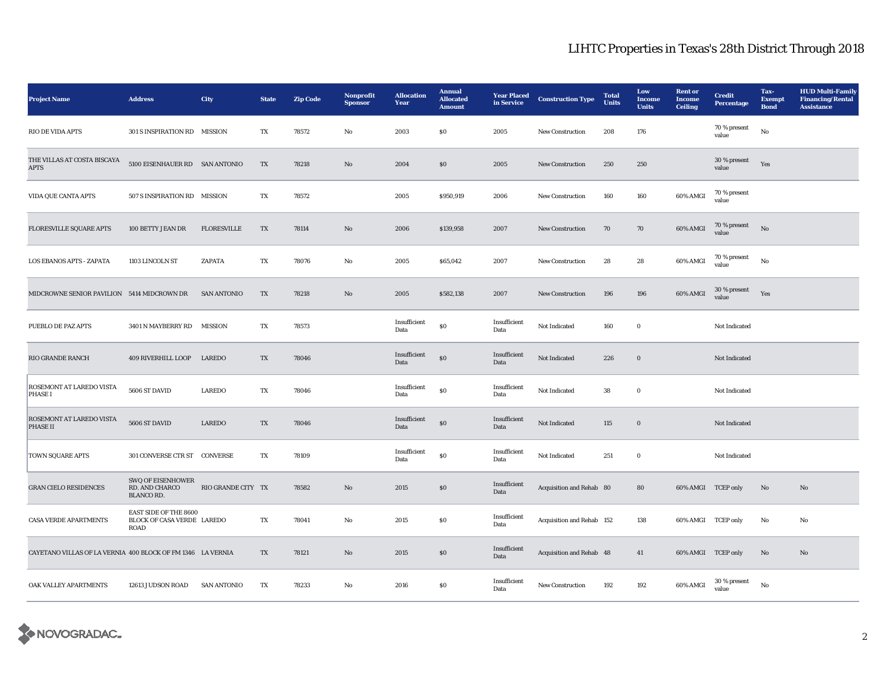# LIHTC Properties in Texas's 28th District Through 2018

| Project Name | Address | City | State | Zip Code | Nonprofit Sponsor | Allocation Year | Annual Allocated Amount | Year Placed in Service | Construction Type | Total Units | Low Income Units | Rent or Income Ceiling | Credit Percentage | Tax-Exempt Bond | HUD Multi-Family Financing/Rental Assistance |
|---|---|---|---|---|---|---|---|---|---|---|---|---|---|---|---|
| RIO DE VIDA APTS | 301 S INSPIRATION RD | MISSION | TX | 78572 | No | 2003 | $0 | 2005 | New Construction | 208 | 176 | | 70 % present value | No | |
| THE VILLAS AT COSTA BISCAYA APTS | 5100 EISENHAUER RD | SAN ANTONIO | TX | 78218 | No | 2004 | $0 | 2005 | New Construction | 250 | 250 | | 30 % present value | Yes | |
| VIDA QUE CANTA APTS | 507 S INSPIRATION RD | MISSION | TX | 78572 | | 2005 | $950,919 | 2006 | New Construction | 160 | 160 | 60% AMGI | 70 % present value | | |
| FLORESVILLE SQUARE APTS | 100 BETTY J EAN DR | FLORESVILLE | TX | 78114 | No | 2006 | $139,958 | 2007 | New Construction | 70 | 70 | 60% AMGI | 70 % present value | No | |
| LOS EBANOS APTS - ZAPATA | 1103 LINCOLN ST | ZAPATA | TX | 78076 | No | 2005 | $65,042 | 2007 | New Construction | 28 | 28 | 60% AMGI | 70 % present value | No | |
| MIDCROWNE SENIOR PAVILION | 5414 MIDCROWN DR | SAN ANTONIO | TX | 78218 | No | 2005 | $582,138 | 2007 | New Construction | 196 | 196 | 60% AMGI | 30 % present value | Yes | |
| PUEBLO DE PAZ APTS | 3401 N MAYBERRY RD | MISSION | TX | 78573 | | Insufficient Data | $0 | Insufficient Data | Not Indicated | 160 | 0 | | Not Indicated | | |
| RIO GRANDE RANCH | 409 RIVERHILL LOOP | LAREDO | TX | 78046 | | Insufficient Data | $0 | Insufficient Data | Not Indicated | 226 | 0 | | Not Indicated | | |
| ROSEMONT AT LAREDO VISTA PHASE I | 5606 ST DAVID | LAREDO | TX | 78046 | | Insufficient Data | $0 | Insufficient Data | Not Indicated | 38 | 0 | | Not Indicated | | |
| ROSEMONT AT LAREDO VISTA PHASE II | 5606 ST DAVID | LAREDO | TX | 78046 | | Insufficient Data | $0 | Insufficient Data | Not Indicated | 115 | 0 | | Not Indicated | | |
| TOWN SQUARE APTS | 301 CONVERSE CTR ST | CONVERSE | TX | 78109 | | Insufficient Data | $0 | Insufficient Data | Not Indicated | 251 | 0 | | Not Indicated | | |
| GRAN CIELO RESIDENCES | SWQ OF EISENHOWER RD. AND CHARCO BLANCO RD. | RIO GRANDE CITY | TX | 78582 | No | 2015 | $0 | Insufficient Data | Acquisition and Rehab | 80 | 80 | 60% AMGI | TCEP only | No | No |
| CASA VERDE APARTMENTS | EAST SIDE OF THE 8600 BLOCK OF CASA VERDE ROAD | LAREDO | TX | 78041 | No | 2015 | $0 | Insufficient Data | Acquisition and Rehab | 152 | 138 | 60% AMGI | TCEP only | No | No |
| CAYETANO VILLAS OF LA VERNIA | 400 BLOCK OF FM 1346 | LA VERNIA | TX | 78121 | No | 2015 | $0 | Insufficient Data | Acquisition and Rehab | 48 | 41 | 60% AMGI | TCEP only | No | No |
| OAK VALLEY APARTMENTS | 12613 JUDSON ROAD | SAN ANTONIO | TX | 78233 | No | 2016 | $0 | Insufficient Data | New Construction | 192 | 192 | 60% AMGI | 30 % present value | No | |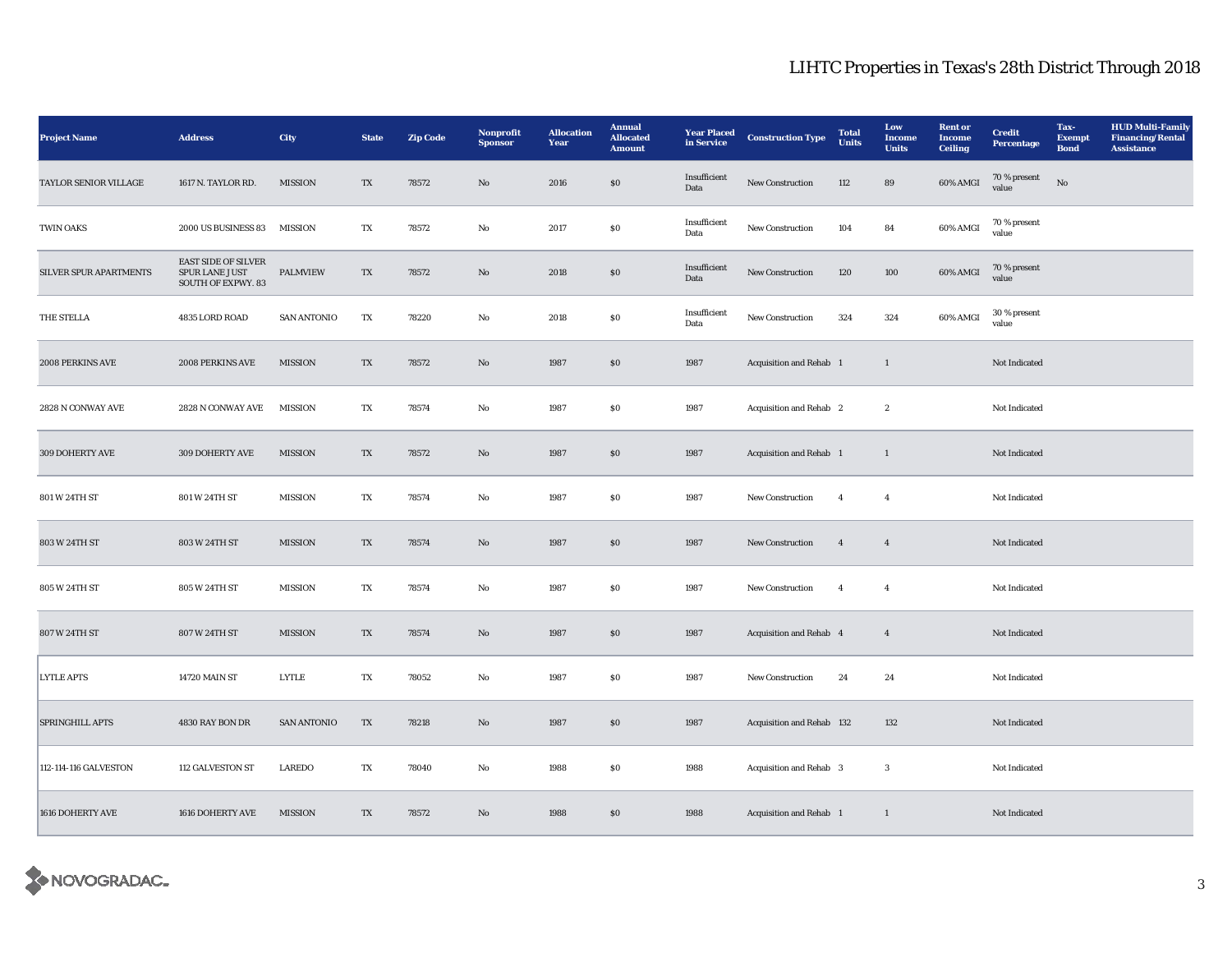# LIHTC Properties in Texas's 28th District Through 2018

| Project Name | Address | City | State | Zip Code | Nonprofit Sponsor | Allocation Year | Annual Allocated Amount | Year Placed in Service | Construction Type | Total Units | Low Income Units | Rent or Income Ceiling | Credit Percentage | Tax-Exempt Bond | HUD Multi-Family Financing/Rental Assistance |
|---|---|---|---|---|---|---|---|---|---|---|---|---|---|---|---|
| TAYLOR SENIOR VILLAGE | 1617 N. TAYLOR RD. | MISSION | TX | 78572 | No | 2016 | $0 | Insufficient Data | New Construction | 112 | 89 | 60% AMGI | 70 % present value | No | |
| TWIN OAKS | 2000 US BUSINESS 83 | MISSION | TX | 78572 | No | 2017 | $0 | Insufficient Data | New Construction | 104 | 84 | 60% AMGI | 70 % present value | | |
| SILVER SPUR APARTMENTS | EAST SIDE OF SILVER SPUR LANE JUST SOUTH OF EXPWY. 83 | PALMVIEW | TX | 78572 | No | 2018 | $0 | Insufficient Data | New Construction | 120 | 100 | 60% AMGI | 70 % present value | | |
| THE STELLA | 4835 LORD ROAD | SAN ANTONIO | TX | 78220 | No | 2018 | $0 | Insufficient Data | New Construction | 324 | 324 | 60% AMGI | 30 % present value | | |
| 2008 PERKINS AVE | 2008 PERKINS AVE | MISSION | TX | 78572 | No | 1987 | $0 | 1987 | Acquisition and Rehab | 1 | 1 | | Not Indicated | | |
| 2828 N CONWAY AVE | 2828 N CONWAY AVE | MISSION | TX | 78574 | No | 1987 | $0 | 1987 | Acquisition and Rehab | 2 | 2 | | Not Indicated | | |
| 309 DOHERTY AVE | 309 DOHERTY AVE | MISSION | TX | 78572 | No | 1987 | $0 | 1987 | Acquisition and Rehab | 1 | 1 | | Not Indicated | | |
| 801 W 24TH ST | 801 W 24TH ST | MISSION | TX | 78574 | No | 1987 | $0 | 1987 | New Construction | 4 | 4 | | Not Indicated | | |
| 803 W 24TH ST | 803 W 24TH ST | MISSION | TX | 78574 | No | 1987 | $0 | 1987 | New Construction | 4 | 4 | | Not Indicated | | |
| 805 W 24TH ST | 805 W 24TH ST | MISSION | TX | 78574 | No | 1987 | $0 | 1987 | New Construction | 4 | 4 | | Not Indicated | | |
| 807 W 24TH ST | 807 W 24TH ST | MISSION | TX | 78574 | No | 1987 | $0 | 1987 | Acquisition and Rehab | 4 | 4 | | Not Indicated | | |
| LYTLE APTS | 14720 MAIN ST | LYTLE | TX | 78052 | No | 1987 | $0 | 1987 | New Construction | 24 | 24 | | Not Indicated | | |
| SPRINGHILL APTS | 4830 RAY BON DR | SAN ANTONIO | TX | 78218 | No | 1987 | $0 | 1987 | Acquisition and Rehab | 132 | 132 | | Not Indicated | | |
| 112-114-116 GALVESTON | 112 GALVESTON ST | LAREDO | TX | 78040 | No | 1988 | $0 | 1988 | Acquisition and Rehab | 3 | 3 | | Not Indicated | | |
| 1616 DOHERTY AVE | 1616 DOHERTY AVE | MISSION | TX | 78572 | No | 1988 | $0 | 1988 | Acquisition and Rehab | 1 | 1 | | Not Indicated | | |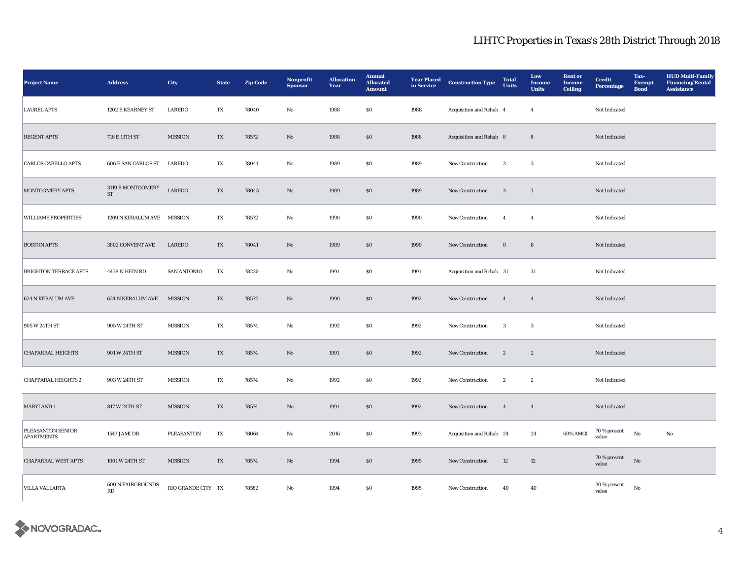# LIHTC Properties in Texas's 28th District Through 2018

| Project Name | Address | City | State | Zip Code | Nonprofit Sponsor | Allocation Year | Annual Allocated Amount | Year Placed in Service | Construction Type | Total Units | Low Income Units | Rent or Income Ceiling | Credit Percentage | Tax-Exempt Bond | HUD Multi-Family Financing/Rental Assistance |
|---|---|---|---|---|---|---|---|---|---|---|---|---|---|---|---|
| LAUREL APTS | 1202 E KEARNEY ST | LAREDO | TX | 78040 | No | 1988 | $0 | 1988 | Acquisition and Rehab | 4 | 4 | | Not Indicated | | |
| REGENT APTS | 716 E 13TH ST | MISSION | TX | 78572 | No | 1988 | $0 | 1988 | Acquisition and Rehab | 8 | 8 | | Not Indicated | | |
| CARLOS CABELLO APTS | 606 E SAN CARLOS ST | LAREDO | TX | 78041 | No | 1989 | $0 | 1989 | New Construction | 3 | 3 | | Not Indicated | | |
| MONTGOMERY APTS | 3119 E MONTGOMERY ST | LAREDO | TX | 78043 | No | 1989 | $0 | 1989 | New Construction | 3 | 3 | | Not Indicated | | |
| WILLIAMS PROPERTIES | 1209 N KERALUM AVE | MISSION | TX | 78572 | No | 1990 | $0 | 1990 | New Construction | 4 | 4 | | Not Indicated | | |
| BOSTON APTS | 3802 CONVENT AVE | LAREDO | TX | 78041 | No | 1989 | $0 | 1990 | New Construction | 8 | 8 | | Not Indicated | | |
| BRIGHTON TERRACE APTS | 4438 N HEIN RD | SAN ANTONIO | TX | 78220 | No | 1991 | $0 | 1991 | Acquisition and Rehab | 31 | 31 | | Not Indicated | | |
| 624 N KERALUM AVE | 624 N KERALUM AVE | MISSION | TX | 78572 | No | 1990 | $0 | 1992 | New Construction | 4 | 4 | | Not Indicated | | |
| 905 W 24TH ST | 905 W 24TH ST | MISSION | TX | 78574 | No | 1992 | $0 | 1992 | New Construction | 3 | 3 | | Not Indicated | | |
| CHAPARRAL HEIGHTS | 901 W 24TH ST | MISSION | TX | 78574 | No | 1991 | $0 | 1992 | New Construction | 2 | 2 | | Not Indicated | | |
| CHAPPARAL HEIGHTS 2 | 903 W 24TH ST | MISSION | TX | 78574 | No | 1992 | $0 | 1992 | New Construction | 2 | 2 | | Not Indicated | | |
| MARYLAND 1 | 817 W 24TH ST | MISSION | TX | 78574 | No | 1991 | $0 | 1992 | New Construction | 4 | 4 | | Not Indicated | | |
| PLEASANTON SENIOR APARTMENTS | 1547 JAMI DR | PLEASANTON | TX | 78064 | No | 2016 | $0 | 1993 | Acquisition and Rehab | 24 | 24 | 60% AMGI | 70 % present value | No | No |
| CHAPARRAL WEST APTS | 1001 W 24TH ST | MISSION | TX | 78574 | No | 1994 | $0 | 1995 | New Construction | 12 | 12 | | 70 % present value | No | |
| VILLA VALLARTA | 600 N FAIRGROUNDS RD | RIO GRANDE CITY | TX | 78582 | No | 1994 | $0 | 1995 | New Construction | 40 | 40 | | 30 % present value | No | |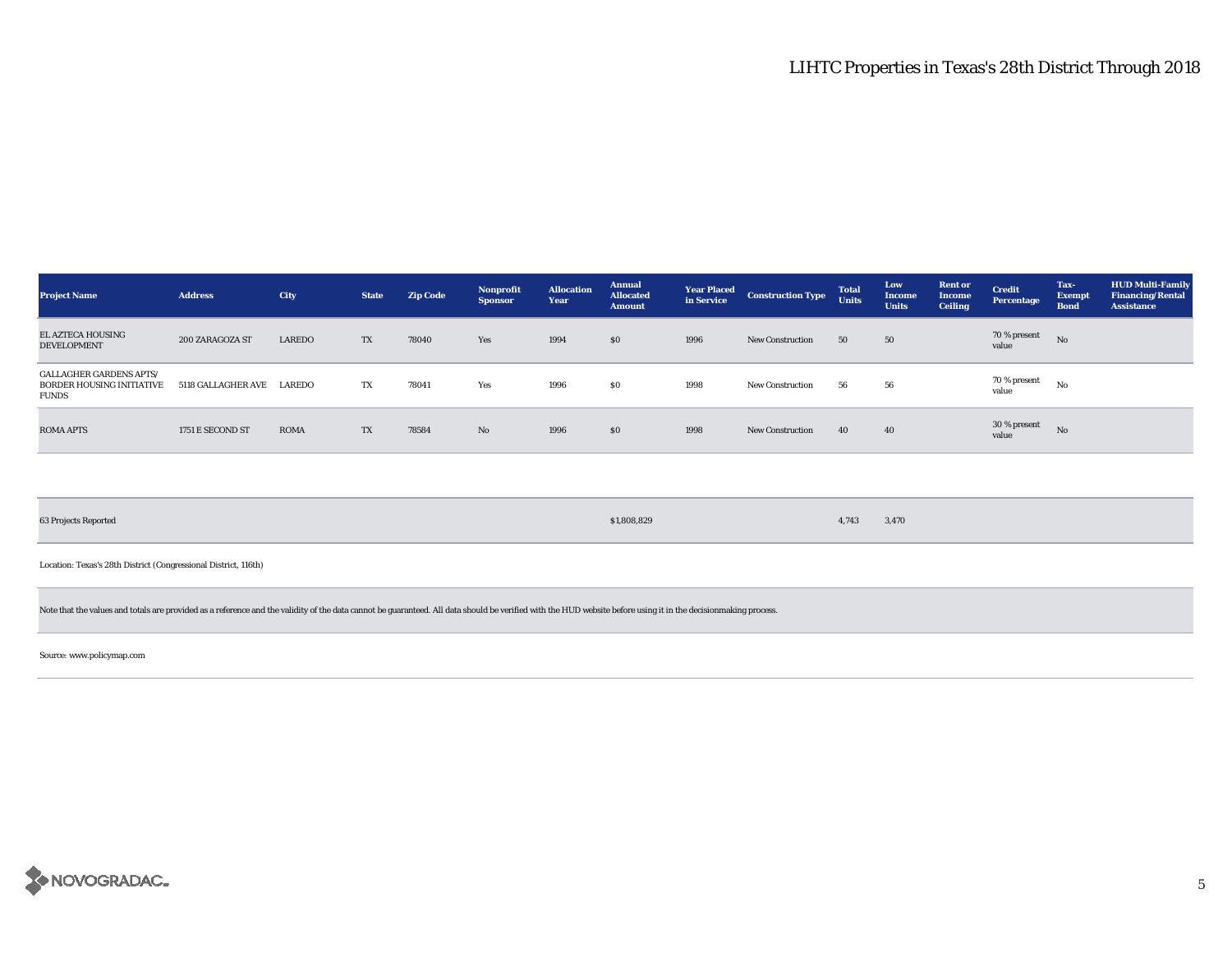| Project Name | Address | City | State | Zip Code | Nonprofit Sponsor | Allocation Year | Annual Allocated Amount | Year Placed in Service | Construction Type | Total Units | Low Income Units | Rent or Income Ceiling | Credit Percentage | Tax-Exempt Bond | HUD Multi-Family Financing/Rental Assistance |
|---|---|---|---|---|---|---|---|---|---|---|---|---|---|---|---|
| EL AZTECA HOUSING DEVELOPMENT | 200 ZARAGOZA ST | LAREDO | TX | 78040 | Yes | 1994 | $0 | 1996 | New Construction | 50 | 50 | | 70 % present value | No | |
| GALLAGHER GARDENS APTS/ BORDER HOUSING INITIATIVE FUNDS | 5118 GALLAGHER AVE | LAREDO | TX | 78041 | Yes | 1996 | $0 | 1998 | New Construction | 56 | 56 | | 70 % present value | No | |
| ROMA APTS | 1751 E SECOND ST | ROMA | TX | 78584 | No | 1996 | $0 | 1998 | New Construction | 40 | 40 | | 30 % present value | No | |
| 63 Projects Reported | | | | | | | $1,808,829 | | | 4,743 | 3,470 | | | | |

Location: Texas's 28th District (Congressional District, 116th)

Note that the values and totals are provided as a reference and the validity of the data cannot be guaranteed. All data should be verified with the HUD website before using it in the decisionmaking process.

Source: www.policymap.com